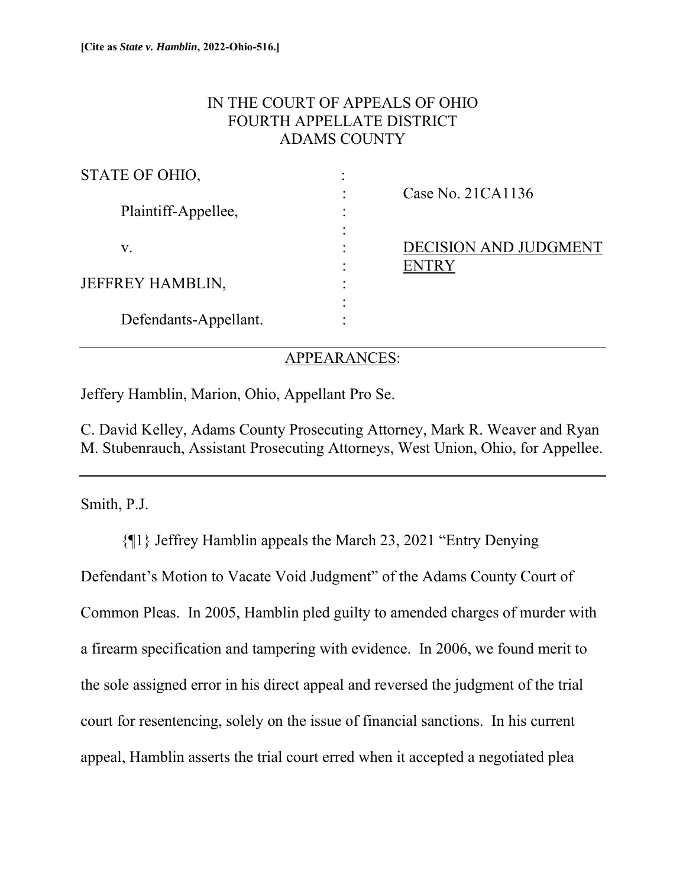**[Cite as *State v. Hamblin*, 2022-Ohio-516.]**

IN THE COURT OF APPEALS OF OHIO
FOURTH APPELLATE DISTRICT
ADAMS COUNTY

| | | |
|---|---|---|
| STATE OF OHIO, | : | |
| | : | Case No. 21CA1136 |
| Plaintiff-Appellee, | : | |
| | : | |
| v. | : | DECISION AND JUDGMENT ENTRY |
| | : | |
| JEFFREY HAMBLIN, | : | |
| | : | |
| Defendants-Appellant. | : | |

---

APPEARANCES:

Jeffery Hamblin, Marion, Ohio, Appellant Pro Se.

C. David Kelley, Adams County Prosecuting Attorney, Mark R. Weaver and Ryan M. Stubenrauch, Assistant Prosecuting Attorneys, West Union, Ohio, for Appellee.

---

Smith, P.J.

{¶1} Jeffrey Hamblin appeals the March 23, 2021 "Entry Denying Defendant's Motion to Vacate Void Judgment" of the Adams County Court of Common Pleas. In 2005, Hamblin pled guilty to amended charges of murder with a firearm specification and tampering with evidence. In 2006, we found merit to the sole assigned error in his direct appeal and reversed the judgment of the trial court for resentencing, solely on the issue of financial sanctions. In his current appeal, Hamblin asserts the trial court erred when it accepted a negotiated plea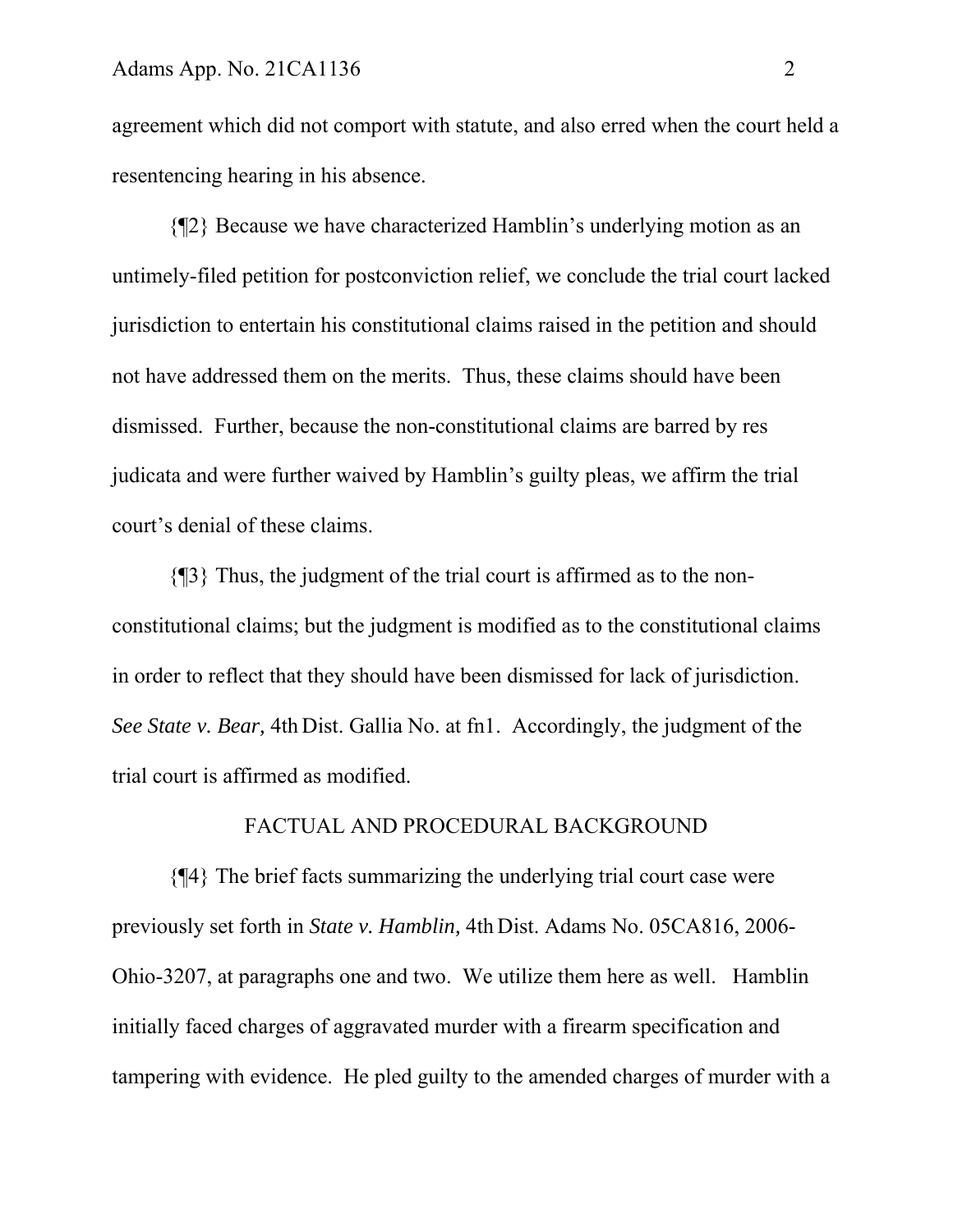agreement which did not comport with statute, and also erred when the court held a resentencing hearing in his absence.

{¶2} Because we have characterized Hamblin's underlying motion as an untimely-filed petition for postconviction relief, we conclude the trial court lacked jurisdiction to entertain his constitutional claims raised in the petition and should not have addressed them on the merits. Thus, these claims should have been dismissed. Further, because the non-constitutional claims are barred by res judicata and were further waived by Hamblin's guilty pleas, we affirm the trial court's denial of these claims.

{¶3} Thus, the judgment of the trial court is affirmed as to the non-constitutional claims; but the judgment is modified as to the constitutional claims in order to reflect that they should have been dismissed for lack of jurisdiction. *See State v. Bear,* 4th Dist. Gallia No. at fn1. Accordingly, the judgment of the trial court is affirmed as modified.

## FACTUAL AND PROCEDURAL BACKGROUND

{¶4} The brief facts summarizing the underlying trial court case were previously set forth in *State v. Hamblin,* 4th Dist. Adams No. 05CA816, 2006-Ohio-3207, at paragraphs one and two. We utilize them here as well. Hamblin initially faced charges of aggravated murder with a firearm specification and tampering with evidence. He pled guilty to the amended charges of murder with a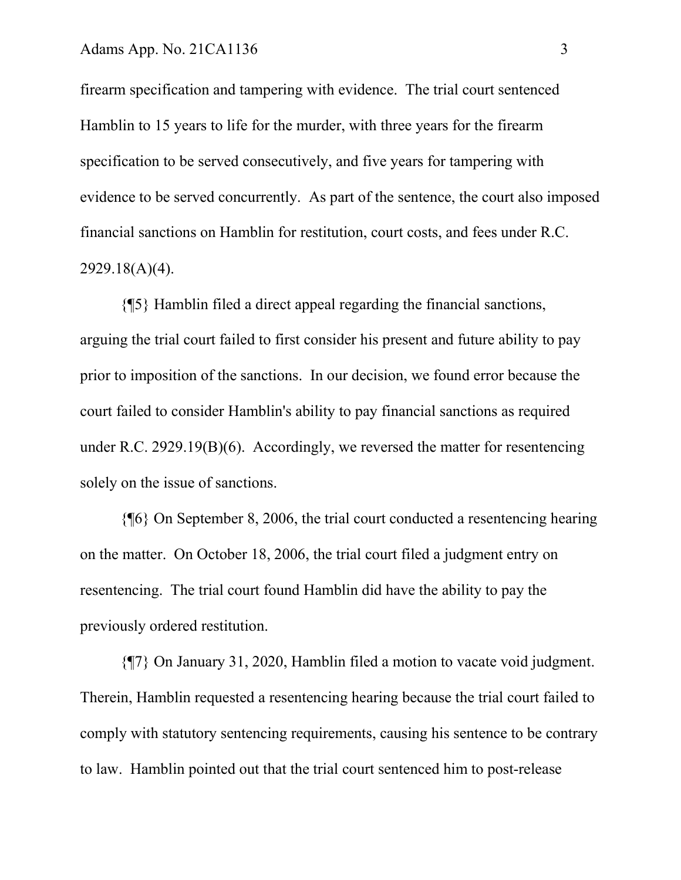firearm specification and tampering with evidence. The trial court sentenced Hamblin to 15 years to life for the murder, with three years for the firearm specification to be served consecutively, and five years for tampering with evidence to be served concurrently. As part of the sentence, the court also imposed financial sanctions on Hamblin for restitution, court costs, and fees under R.C. 2929.18(A)(4).

{¶5} Hamblin filed a direct appeal regarding the financial sanctions, arguing the trial court failed to first consider his present and future ability to pay prior to imposition of the sanctions. In our decision, we found error because the court failed to consider Hamblin's ability to pay financial sanctions as required under R.C. 2929.19(B)(6). Accordingly, we reversed the matter for resentencing solely on the issue of sanctions.

{¶6} On September 8, 2006, the trial court conducted a resentencing hearing on the matter. On October 18, 2006, the trial court filed a judgment entry on resentencing. The trial court found Hamblin did have the ability to pay the previously ordered restitution.

{¶7} On January 31, 2020, Hamblin filed a motion to vacate void judgment. Therein, Hamblin requested a resentencing hearing because the trial court failed to comply with statutory sentencing requirements, causing his sentence to be contrary to law. Hamblin pointed out that the trial court sentenced him to post-release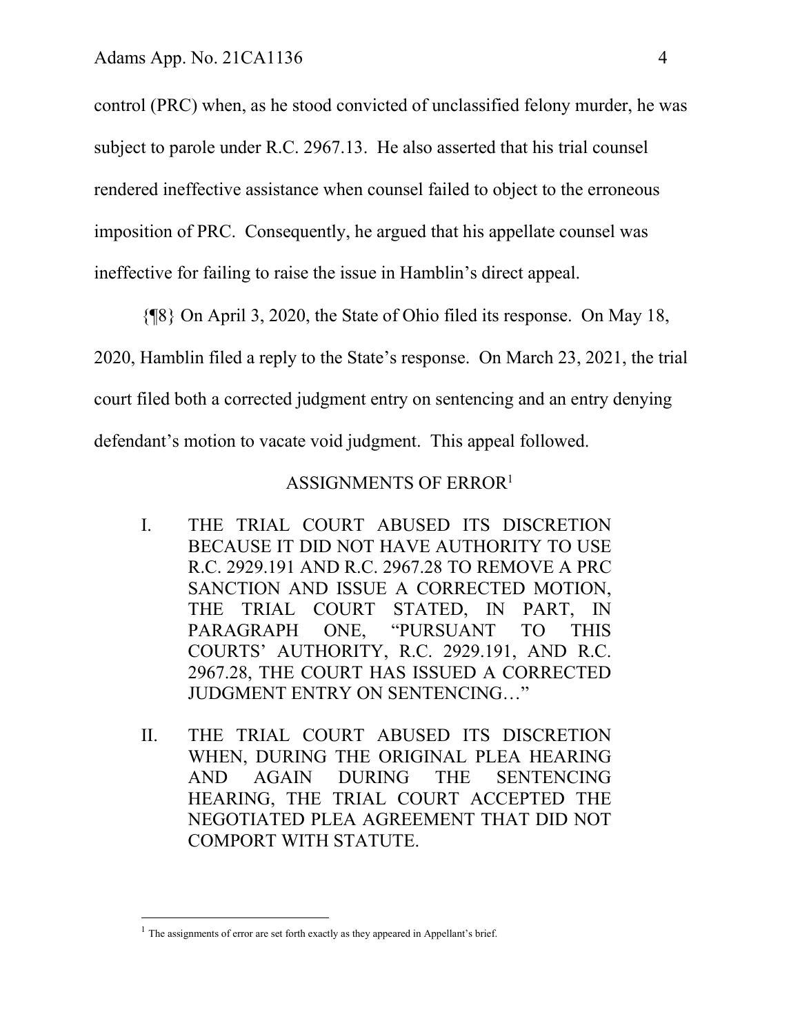control (PRC) when, as he stood convicted of unclassified felony murder, he was subject to parole under R.C. 2967.13. He also asserted that his trial counsel rendered ineffective assistance when counsel failed to object to the erroneous imposition of PRC. Consequently, he argued that his appellate counsel was ineffective for failing to raise the issue in Hamblin's direct appeal.

{¶8} On April 3, 2020, the State of Ohio filed its response. On May 18, 2020, Hamblin filed a reply to the State's response. On March 23, 2021, the trial court filed both a corrected judgment entry on sentencing and an entry denying defendant's motion to vacate void judgment. This appeal followed.

## ASSIGNMENTS OF ERROR[1]

I. THE TRIAL COURT ABUSED ITS DISCRETION BECAUSE IT DID NOT HAVE AUTHORITY TO USE R.C. 2929.191 AND R.C. 2967.28 TO REMOVE A PRC SANCTION AND ISSUE A CORRECTED MOTION, THE TRIAL COURT STATED, IN PART, IN PARAGRAPH ONE, "PURSUANT TO THIS COURTS' AUTHORITY, R.C. 2929.191, AND R.C. 2967.28, THE COURT HAS ISSUED A CORRECTED JUDGMENT ENTRY ON SENTENCING…"

II. THE TRIAL COURT ABUSED ITS DISCRETION WHEN, DURING THE ORIGINAL PLEA HEARING AND AGAIN DURING THE SENTENCING HEARING, THE TRIAL COURT ACCEPTED THE NEGOTIATED PLEA AGREEMENT THAT DID NOT COMPORT WITH STATUTE.

[1] The assignments of error are set forth exactly as they appeared in Appellant's brief.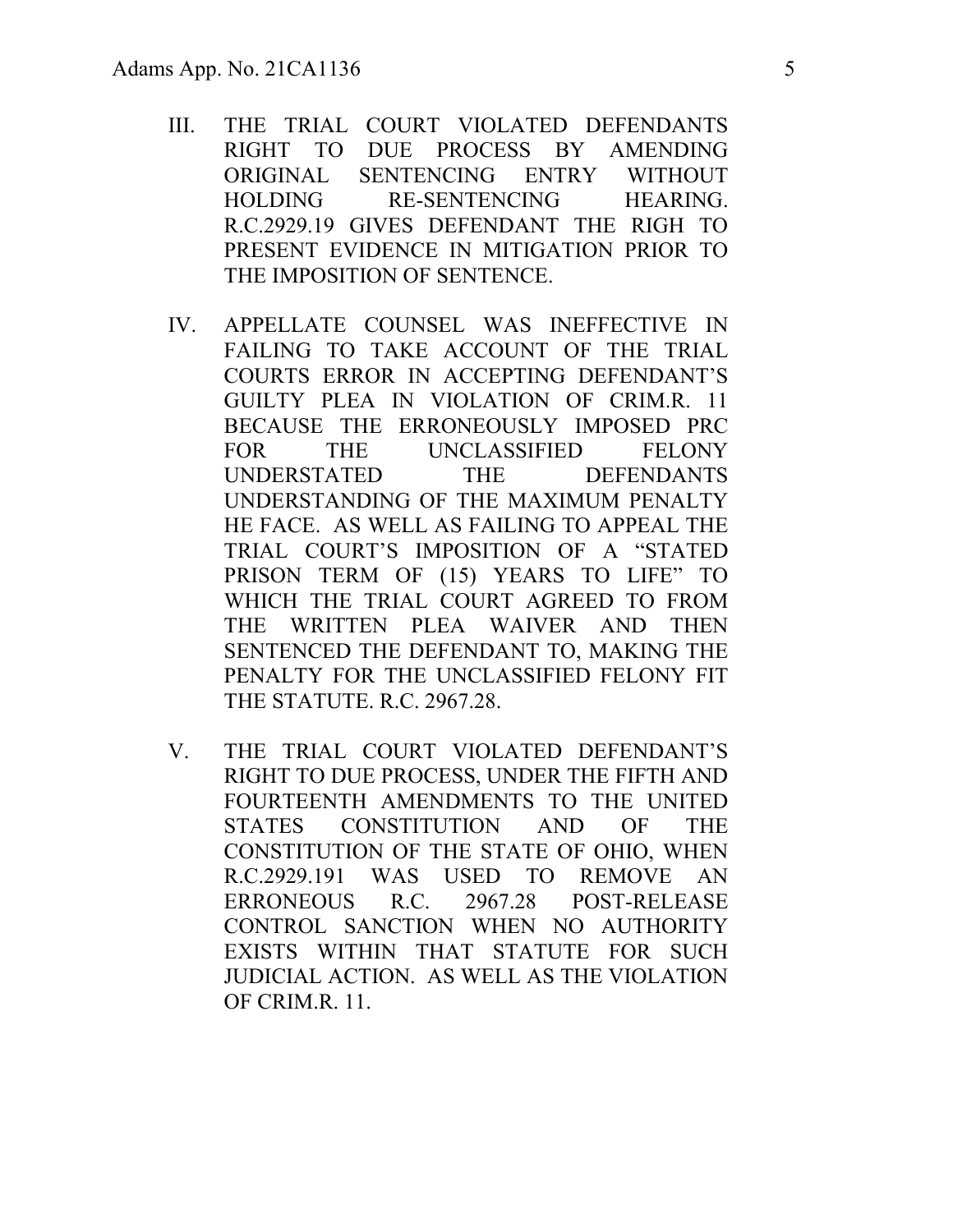III. THE TRIAL COURT VIOLATED DEFENDANTS RIGHT TO DUE PROCESS BY AMENDING ORIGINAL SENTENCING ENTRY WITHOUT HOLDING RE-SENTENCING HEARING. R.C.2929.19 GIVES DEFENDANT THE RIGH TO PRESENT EVIDENCE IN MITIGATION PRIOR TO THE IMPOSITION OF SENTENCE.

IV. APPELLATE COUNSEL WAS INEFFECTIVE IN FAILING TO TAKE ACCOUNT OF THE TRIAL COURTS ERROR IN ACCEPTING DEFENDANT'S GUILTY PLEA IN VIOLATION OF CRIM.R. 11 BECAUSE THE ERRONEOUSLY IMPOSED PRC FOR THE UNCLASSIFIED FELONY UNDERSTATED THE DEFENDANTS UNDERSTANDING OF THE MAXIMUM PENALTY HE FACE. AS WELL AS FAILING TO APPEAL THE TRIAL COURT'S IMPOSITION OF A "STATED PRISON TERM OF (15) YEARS TO LIFE" TO WHICH THE TRIAL COURT AGREED TO FROM THE WRITTEN PLEA WAIVER AND THEN SENTENCED THE DEFENDANT TO, MAKING THE PENALTY FOR THE UNCLASSIFIED FELONY FIT THE STATUTE. R.C. 2967.28.

V. THE TRIAL COURT VIOLATED DEFENDANT'S RIGHT TO DUE PROCESS, UNDER THE FIFTH AND FOURTEENTH AMENDMENTS TO THE UNITED STATES CONSTITUTION AND OF THE CONSTITUTION OF THE STATE OF OHIO, WHEN R.C.2929.191 WAS USED TO REMOVE AN ERRONEOUS R.C. 2967.28 POST-RELEASE CONTROL SANCTION WHEN NO AUTHORITY EXISTS WITHIN THAT STATUTE FOR SUCH JUDICIAL ACTION. AS WELL AS THE VIOLATION OF CRIM.R. 11.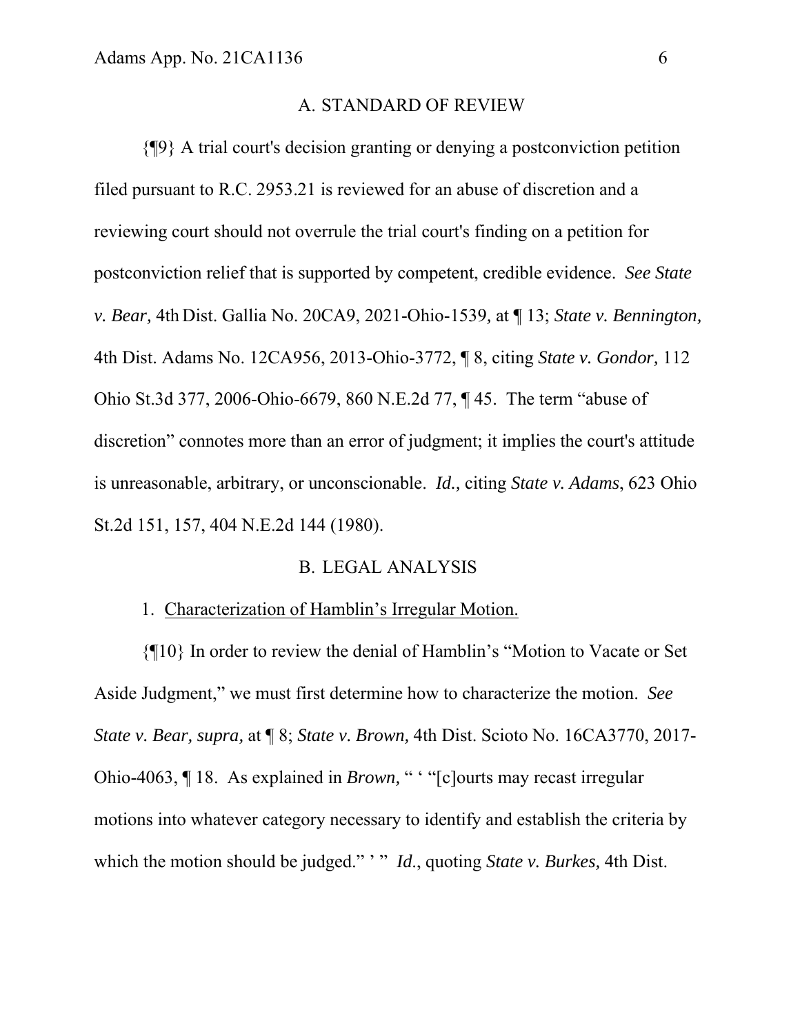## A. STANDARD OF REVIEW

{¶9} A trial court's decision granting or denying a postconviction petition filed pursuant to R.C. 2953.21 is reviewed for an abuse of discretion and a reviewing court should not overrule the trial court's finding on a petition for postconviction relief that is supported by competent, credible evidence. *See State v. Bear,* 4th Dist. Gallia No. 20CA9, 2021-Ohio-1539*,* at ¶ 13; *State v. Bennington,* 4th Dist. Adams No. 12CA956, 2013-Ohio-3772, ¶ 8, citing *State v. Gondor,* 112 Ohio St.3d 377, 2006-Ohio-6679, 860 N.E.2d 77, ¶ 45. The term "abuse of discretion" connotes more than an error of judgment; it implies the court's attitude is unreasonable, arbitrary, or unconscionable. *Id.,* citing *State v. Adams*, 623 Ohio St.2d 151, 157, 404 N.E.2d 144 (1980).

## B. LEGAL ANALYSIS

1. Characterization of Hamblin's Irregular Motion.

{¶10} In order to review the denial of Hamblin's "Motion to Vacate or Set Aside Judgment," we must first determine how to characterize the motion. *See State v. Bear, supra,* at ¶ 8; *State v. Brown,* 4th Dist. Scioto No. 16CA3770, 2017-Ohio-4063, ¶ 18. As explained in *Brown,* " ' "[c]ourts may recast irregular motions into whatever category necessary to identify and establish the criteria by which the motion should be judged." ' " *Id*., quoting *State v. Burkes,* 4th Dist.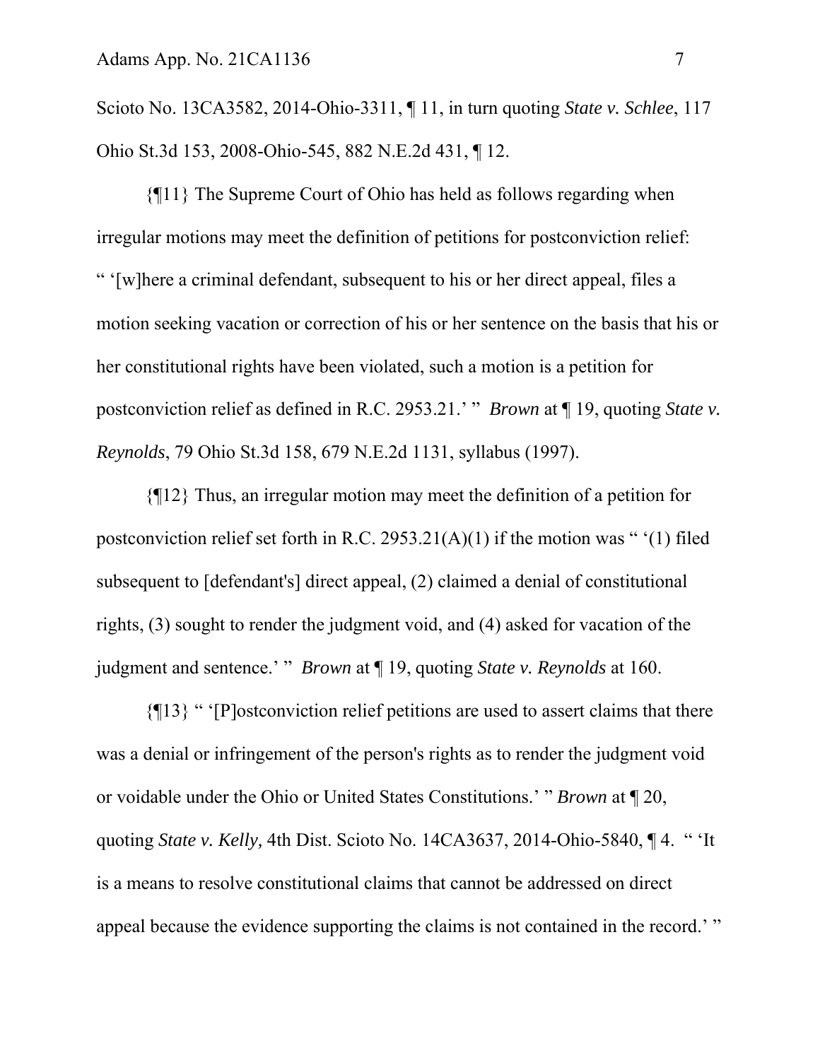Scioto No. 13CA3582, 2014-Ohio-3311, ¶ 11, in turn quoting *State v. Schlee*, 117 Ohio St.3d 153, 2008-Ohio-545, 882 N.E.2d 431, ¶ 12.

{¶11} The Supreme Court of Ohio has held as follows regarding when irregular motions may meet the definition of petitions for postconviction relief: " '[w]here a criminal defendant, subsequent to his or her direct appeal, files a motion seeking vacation or correction of his or her sentence on the basis that his or her constitutional rights have been violated, such a motion is a petition for postconviction relief as defined in R.C. 2953.21.' " *Brown* at ¶ 19, quoting *State v. Reynolds*, 79 Ohio St.3d 158, 679 N.E.2d 1131, syllabus (1997).

{¶12} Thus, an irregular motion may meet the definition of a petition for postconviction relief set forth in R.C. 2953.21(A)(1) if the motion was " '(1) filed subsequent to [defendant's] direct appeal, (2) claimed a denial of constitutional rights, (3) sought to render the judgment void, and (4) asked for vacation of the judgment and sentence.' " *Brown* at ¶ 19, quoting *State v. Reynolds* at 160.

{¶13} " '[P]ostconviction relief petitions are used to assert claims that there was a denial or infringement of the person's rights as to render the judgment void or voidable under the Ohio or United States Constitutions.' " *Brown* at ¶ 20, quoting *State v. Kelly,* 4th Dist. Scioto No. 14CA3637, 2014-Ohio-5840, ¶ 4. " 'It is a means to resolve constitutional claims that cannot be addressed on direct appeal because the evidence supporting the claims is not contained in the record.' "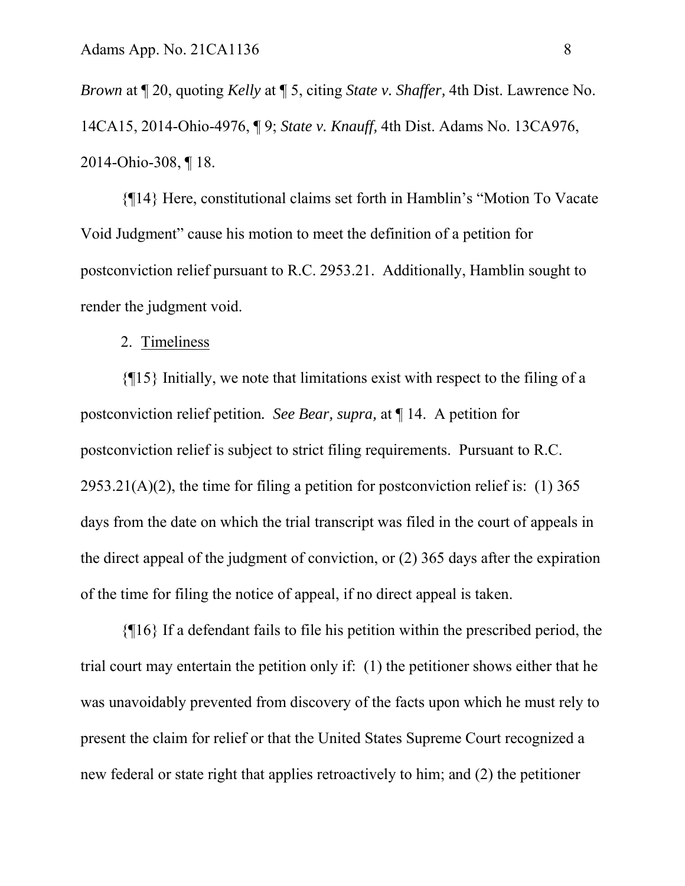*Brown* at ¶ 20, quoting *Kelly* at ¶ 5, citing *State v. Shaffer,* 4th Dist. Lawrence No. 14CA15, 2014-Ohio-4976, ¶ 9; *State v. Knauff,* 4th Dist. Adams No. 13CA976, 2014-Ohio-308, ¶ 18.

{¶14} Here, constitutional claims set forth in Hamblin's "Motion To Vacate Void Judgment" cause his motion to meet the definition of a petition for postconviction relief pursuant to R.C. 2953.21. Additionally, Hamblin sought to render the judgment void.

2. Timeliness

{¶15} Initially, we note that limitations exist with respect to the filing of a postconviction relief petition. *See Bear, supra,* at ¶ 14. A petition for postconviction relief is subject to strict filing requirements. Pursuant to R.C. 2953.21(A)(2), the time for filing a petition for postconviction relief is: (1) 365 days from the date on which the trial transcript was filed in the court of appeals in the direct appeal of the judgment of conviction, or (2) 365 days after the expiration of the time for filing the notice of appeal, if no direct appeal is taken.

{¶16} If a defendant fails to file his petition within the prescribed period, the trial court may entertain the petition only if: (1) the petitioner shows either that he was unavoidably prevented from discovery of the facts upon which he must rely to present the claim for relief or that the United States Supreme Court recognized a new federal or state right that applies retroactively to him; and (2) the petitioner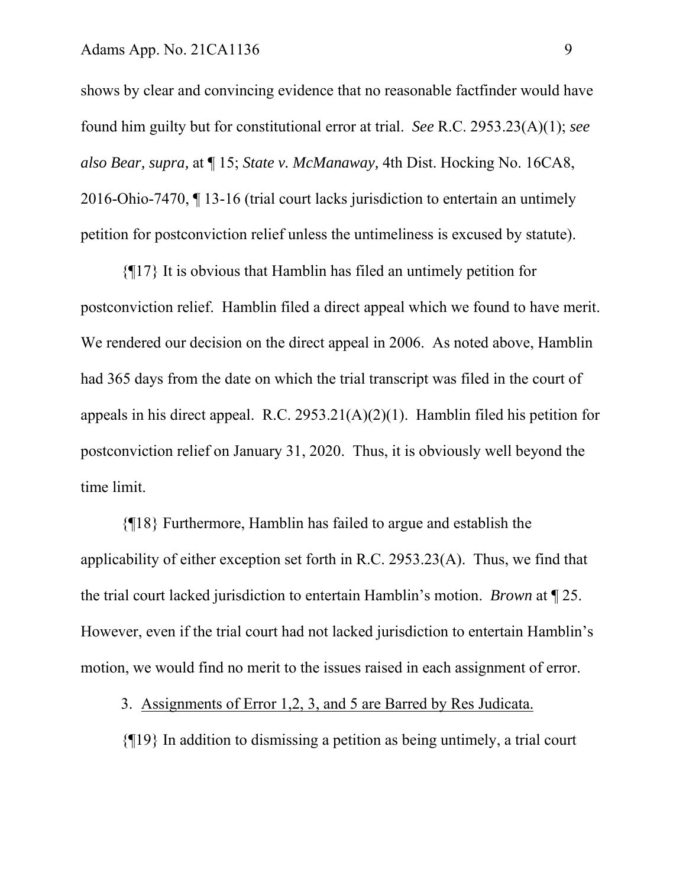shows by clear and convincing evidence that no reasonable factfinder would have found him guilty but for constitutional error at trial. *See* R.C. 2953.23(A)(1); *see also Bear, supra,* at ¶ 15; *State v. McManaway,* 4th Dist. Hocking No. 16CA8, 2016-Ohio-7470, ¶ 13-16 (trial court lacks jurisdiction to entertain an untimely petition for postconviction relief unless the untimeliness is excused by statute).

{¶17} It is obvious that Hamblin has filed an untimely petition for postconviction relief. Hamblin filed a direct appeal which we found to have merit. We rendered our decision on the direct appeal in 2006. As noted above, Hamblin had 365 days from the date on which the trial transcript was filed in the court of appeals in his direct appeal. R.C. 2953.21(A)(2)(1). Hamblin filed his petition for postconviction relief on January 31, 2020. Thus, it is obviously well beyond the time limit.

{¶18} Furthermore, Hamblin has failed to argue and establish the applicability of either exception set forth in R.C. 2953.23(A). Thus, we find that the trial court lacked jurisdiction to entertain Hamblin's motion. *Brown* at ¶ 25. However, even if the trial court had not lacked jurisdiction to entertain Hamblin's motion, we would find no merit to the issues raised in each assignment of error.

3. <u>Assignments of Error 1,2, 3, and 5 are Barred by Res Judicata.</u>

{¶19} In addition to dismissing a petition as being untimely, a trial court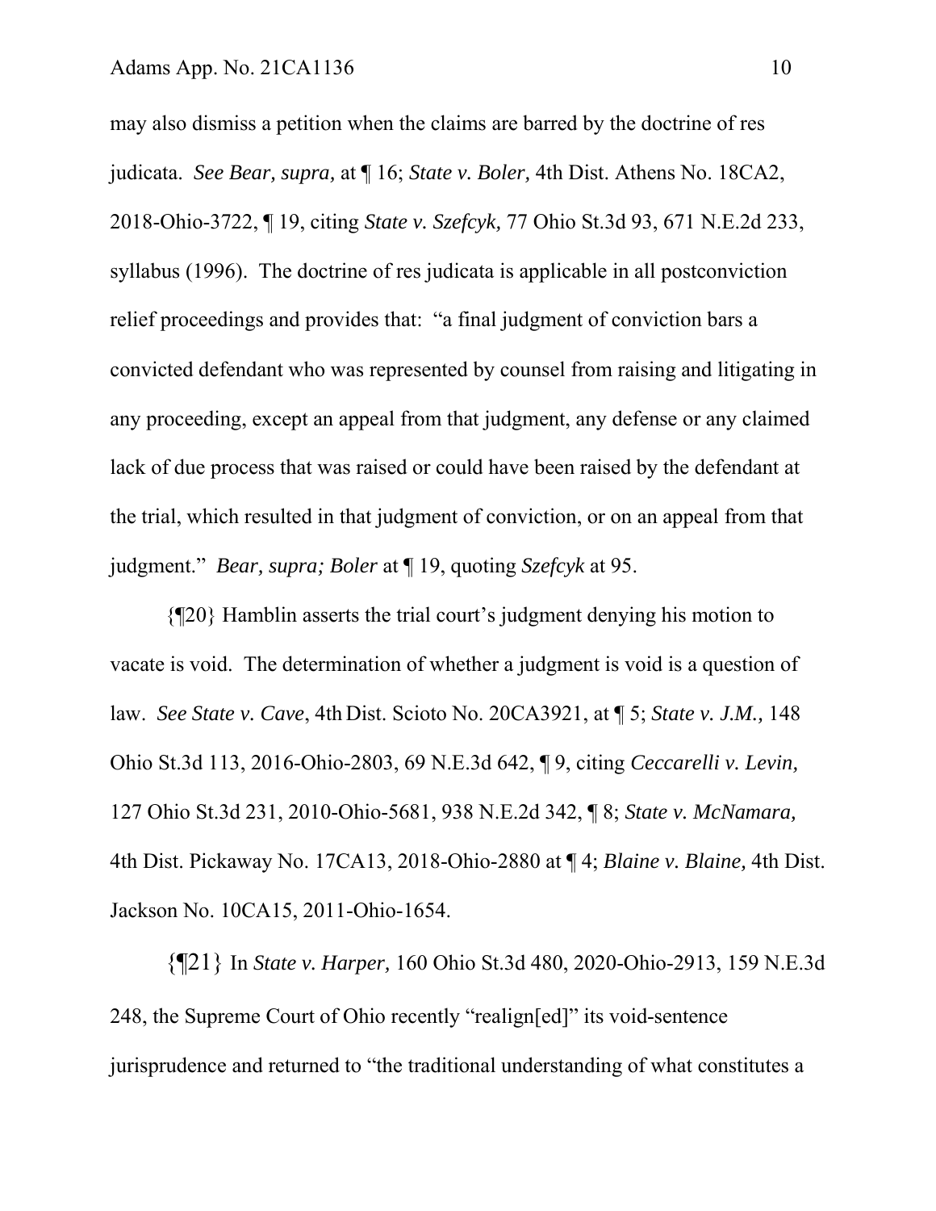may also dismiss a petition when the claims are barred by the doctrine of res judicata. *See Bear, supra,* at ¶ 16; *State v. Boler,* 4th Dist. Athens No. 18CA2, 2018-Ohio-3722, ¶ 19, citing *State v. Szefcyk,* 77 Ohio St.3d 93, 671 N.E.2d 233, syllabus (1996). The doctrine of res judicata is applicable in all postconviction relief proceedings and provides that: "a final judgment of conviction bars a convicted defendant who was represented by counsel from raising and litigating in any proceeding, except an appeal from that judgment, any defense or any claimed lack of due process that was raised or could have been raised by the defendant at the trial, which resulted in that judgment of conviction, or on an appeal from that judgment." *Bear, supra; Boler* at ¶ 19, quoting *Szefcyk* at 95.

{¶20} Hamblin asserts the trial court's judgment denying his motion to vacate is void. The determination of whether a judgment is void is a question of law. *See State v. Cave*, 4th Dist. Scioto No. 20CA3921, at ¶ 5; *State v. J.M.,* 148 Ohio St.3d 113, 2016-Ohio-2803, 69 N.E.3d 642, ¶ 9, citing *Ceccarelli v. Levin,* 127 Ohio St.3d 231, 2010-Ohio-5681, 938 N.E.2d 342, ¶ 8; *State v. McNamara,* 4th Dist. Pickaway No. 17CA13, 2018-Ohio-2880 at ¶ 4; *Blaine v. Blaine,* 4th Dist. Jackson No. 10CA15, 2011-Ohio-1654.

{¶21} In *State v. Harper,* 160 Ohio St.3d 480, 2020-Ohio-2913, 159 N.E.3d 248, the Supreme Court of Ohio recently "realign[ed]" its void-sentence jurisprudence and returned to "the traditional understanding of what constitutes a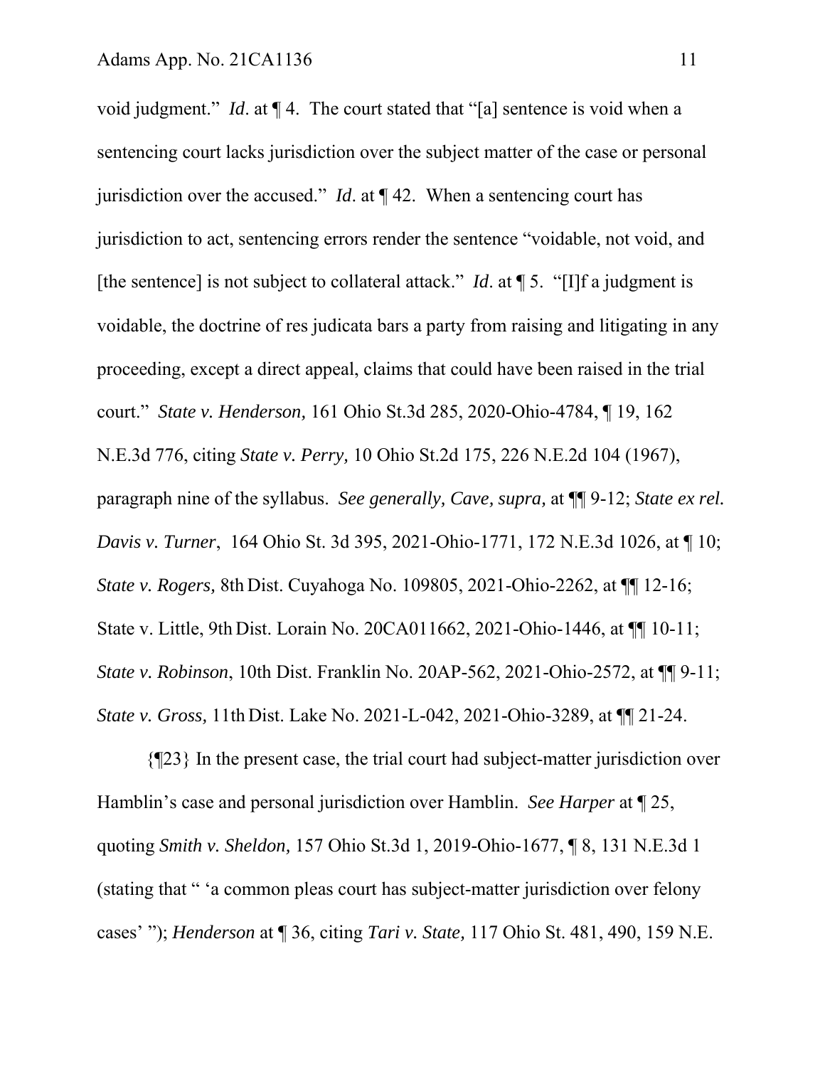void judgment." *Id*. at ¶ 4. The court stated that "[a] sentence is void when a sentencing court lacks jurisdiction over the subject matter of the case or personal jurisdiction over the accused." *Id*. at ¶ 42. When a sentencing court has jurisdiction to act, sentencing errors render the sentence "voidable, not void, and [the sentence] is not subject to collateral attack." *Id*. at ¶ 5. "[I]f a judgment is voidable, the doctrine of res judicata bars a party from raising and litigating in any proceeding, except a direct appeal, claims that could have been raised in the trial court." *State v. Henderson,* 161 Ohio St.3d 285, 2020-Ohio-4784, ¶ 19, 162 N.E.3d 776, citing *State v. Perry,* 10 Ohio St.2d 175, 226 N.E.2d 104 (1967), paragraph nine of the syllabus. *See generally, Cave, supra,* at ¶¶ 9-12; *State ex rel. Davis v. Turner*, 164 Ohio St. 3d 395, 2021-Ohio-1771, 172 N.E.3d 1026, at ¶ 10; *State v. Rogers,* 8th Dist. Cuyahoga No. 109805, 2021-Ohio-2262, at ¶¶ 12-16; State v. Little, 9th Dist. Lorain No. 20CA011662, 2021-Ohio-1446, at ¶¶ 10-11; *State v. Robinson*, 10th Dist. Franklin No. 20AP-562, 2021-Ohio-2572, at ¶¶ 9-11; *State v. Gross,* 11th Dist. Lake No. 2021-L-042, 2021-Ohio-3289, at ¶¶ 21-24.

{¶23} In the present case, the trial court had subject-matter jurisdiction over Hamblin's case and personal jurisdiction over Hamblin. *See Harper* at ¶ 25, quoting *Smith v. Sheldon,* 157 Ohio St.3d 1, 2019-Ohio-1677, ¶ 8, 131 N.E.3d 1 (stating that " 'a common pleas court has subject-matter jurisdiction over felony cases' "); *Henderson* at ¶ 36, citing *Tari v. State,* 117 Ohio St. 481, 490, 159 N.E.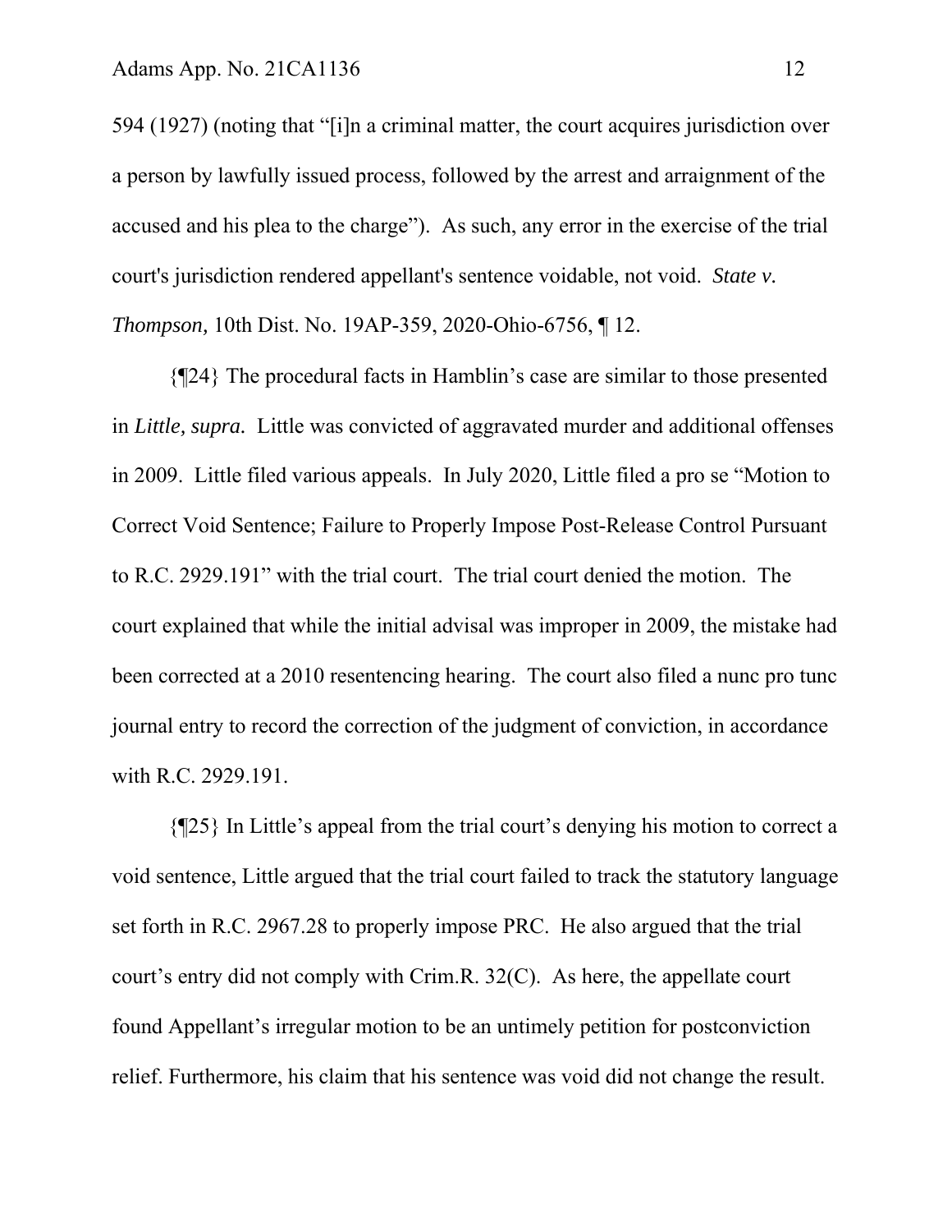594 (1927) (noting that "[i]n a criminal matter, the court acquires jurisdiction over a person by lawfully issued process, followed by the arrest and arraignment of the accused and his plea to the charge"). As such, any error in the exercise of the trial court's jurisdiction rendered appellant's sentence voidable, not void. *State v. Thompson,* 10th Dist. No. 19AP-359, 2020-Ohio-6756, ¶ 12.

{¶24} The procedural facts in Hamblin's case are similar to those presented in *Little, supra.* Little was convicted of aggravated murder and additional offenses in 2009. Little filed various appeals. In July 2020, Little filed a pro se "Motion to Correct Void Sentence; Failure to Properly Impose Post-Release Control Pursuant to R.C. 2929.191" with the trial court. The trial court denied the motion. The court explained that while the initial advisal was improper in 2009, the mistake had been corrected at a 2010 resentencing hearing. The court also filed a nunc pro tunc journal entry to record the correction of the judgment of conviction, in accordance with R.C. 2929.191.

{¶25} In Little's appeal from the trial court's denying his motion to correct a void sentence, Little argued that the trial court failed to track the statutory language set forth in R.C. 2967.28 to properly impose PRC. He also argued that the trial court's entry did not comply with Crim.R. 32(C). As here, the appellate court found Appellant's irregular motion to be an untimely petition for postconviction relief. Furthermore, his claim that his sentence was void did not change the result.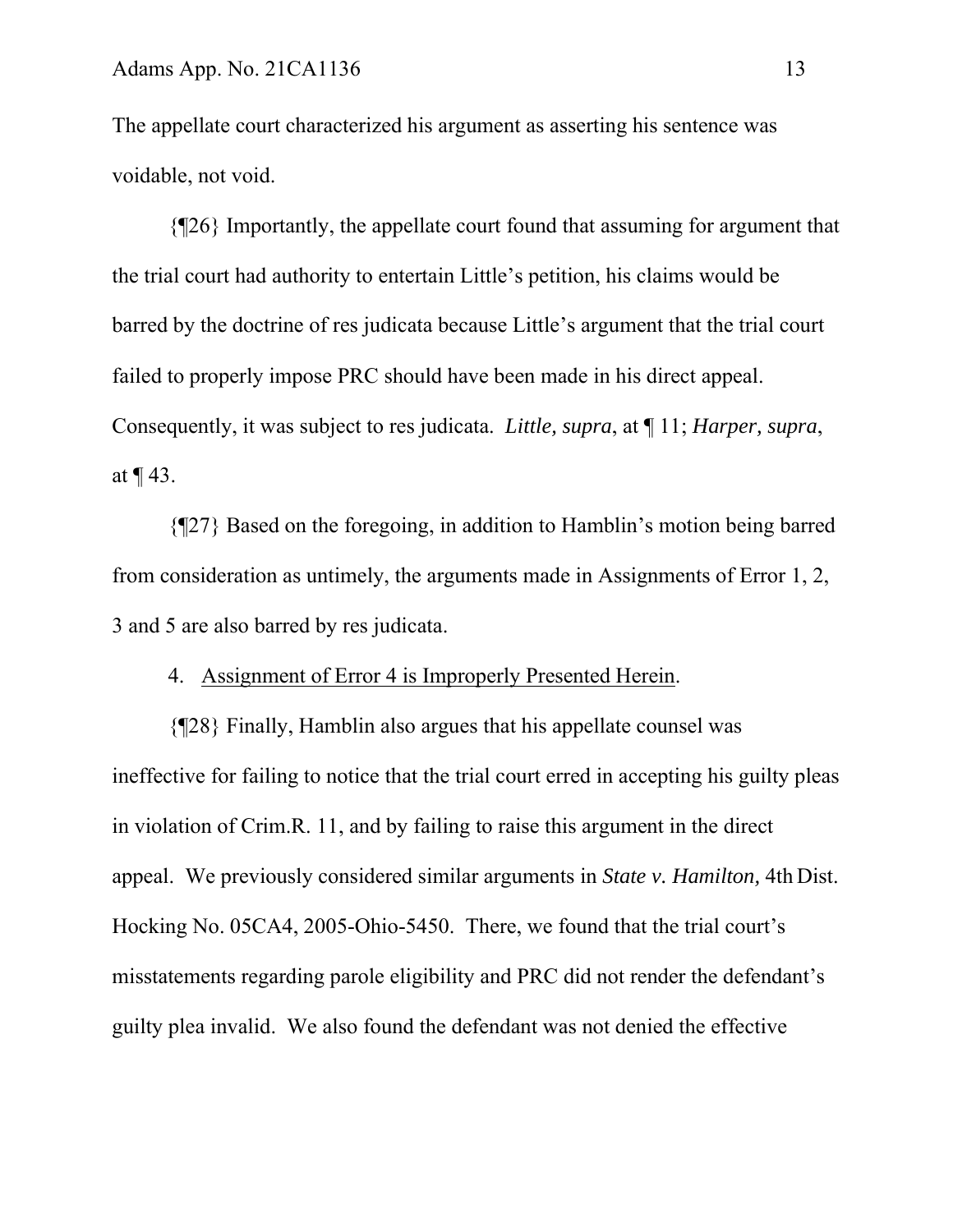The appellate court characterized his argument as asserting his sentence was voidable, not void.

{¶26} Importantly, the appellate court found that assuming for argument that the trial court had authority to entertain Little's petition, his claims would be barred by the doctrine of res judicata because Little's argument that the trial court failed to properly impose PRC should have been made in his direct appeal. Consequently, it was subject to res judicata. *Little, supra*, at ¶ 11; *Harper, supra*, at ¶ 43.

{¶27} Based on the foregoing, in addition to Hamblin's motion being barred from consideration as untimely, the arguments made in Assignments of Error 1, 2, 3 and 5 are also barred by res judicata.

4. <u>Assignment of Error 4 is Improperly Presented Herein</u>.

{¶28} Finally, Hamblin also argues that his appellate counsel was ineffective for failing to notice that the trial court erred in accepting his guilty pleas in violation of Crim.R. 11, and by failing to raise this argument in the direct appeal. We previously considered similar arguments in *State v. Hamilton,* 4th Dist. Hocking No. 05CA4, 2005-Ohio-5450. There, we found that the trial court's misstatements regarding parole eligibility and PRC did not render the defendant's guilty plea invalid. We also found the defendant was not denied the effective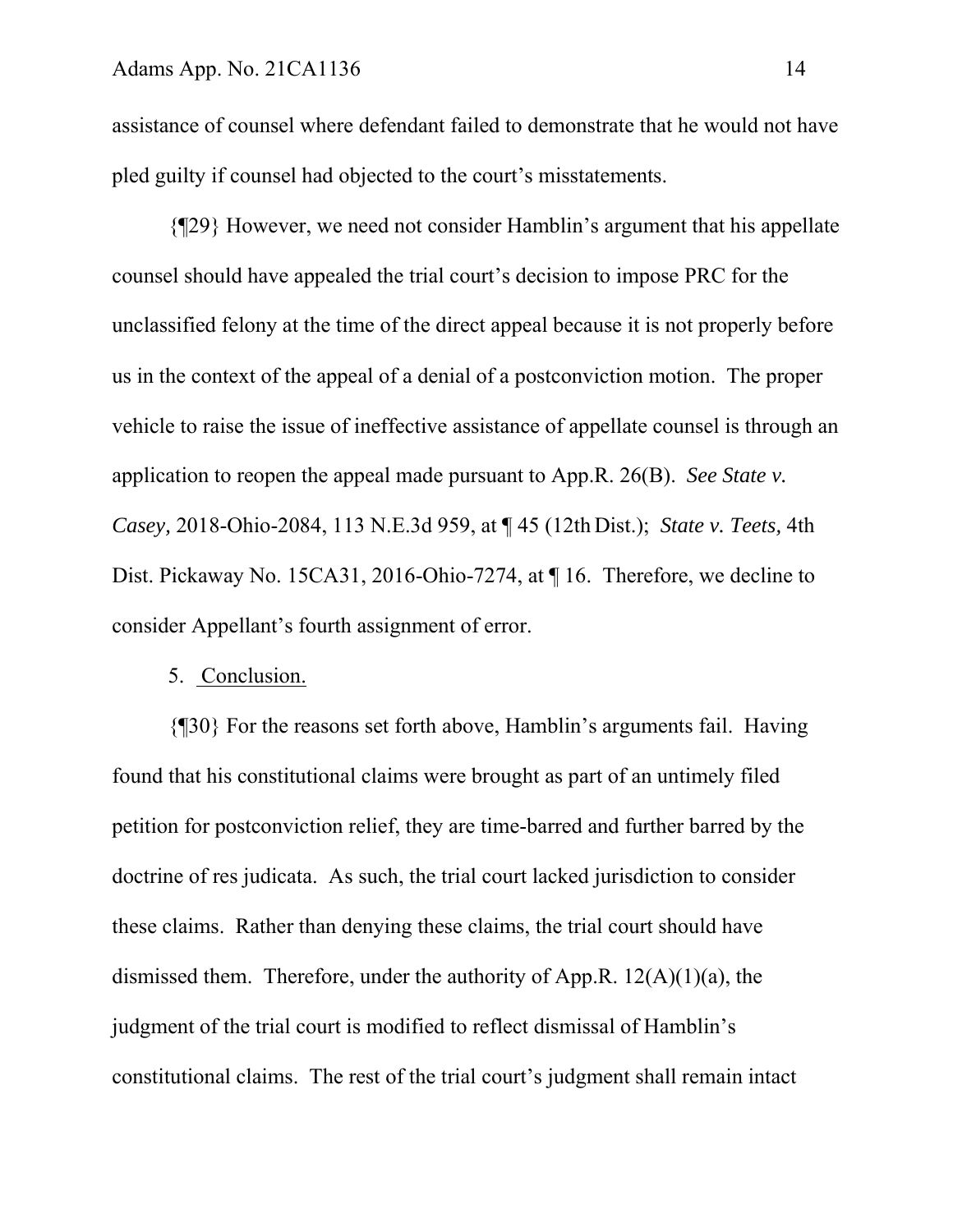assistance of counsel where defendant failed to demonstrate that he would not have pled guilty if counsel had objected to the court's misstatements.

{¶29} However, we need not consider Hamblin's argument that his appellate counsel should have appealed the trial court's decision to impose PRC for the unclassified felony at the time of the direct appeal because it is not properly before us in the context of the appeal of a denial of a postconviction motion. The proper vehicle to raise the issue of ineffective assistance of appellate counsel is through an application to reopen the appeal made pursuant to App.R. 26(B). *See State v. Casey,* 2018-Ohio-2084, 113 N.E.3d 959, at ¶ 45 (12th Dist.); *State v. Teets,* 4th Dist. Pickaway No. 15CA31, 2016-Ohio-7274, at ¶ 16. Therefore, we decline to consider Appellant's fourth assignment of error.

5. <u>Conclusion.</u>

{¶30} For the reasons set forth above, Hamblin's arguments fail. Having found that his constitutional claims were brought as part of an untimely filed petition for postconviction relief, they are time-barred and further barred by the doctrine of res judicata. As such, the trial court lacked jurisdiction to consider these claims. Rather than denying these claims, the trial court should have dismissed them. Therefore, under the authority of App.R. 12(A)(1)(a), the judgment of the trial court is modified to reflect dismissal of Hamblin's constitutional claims. The rest of the trial court's judgment shall remain intact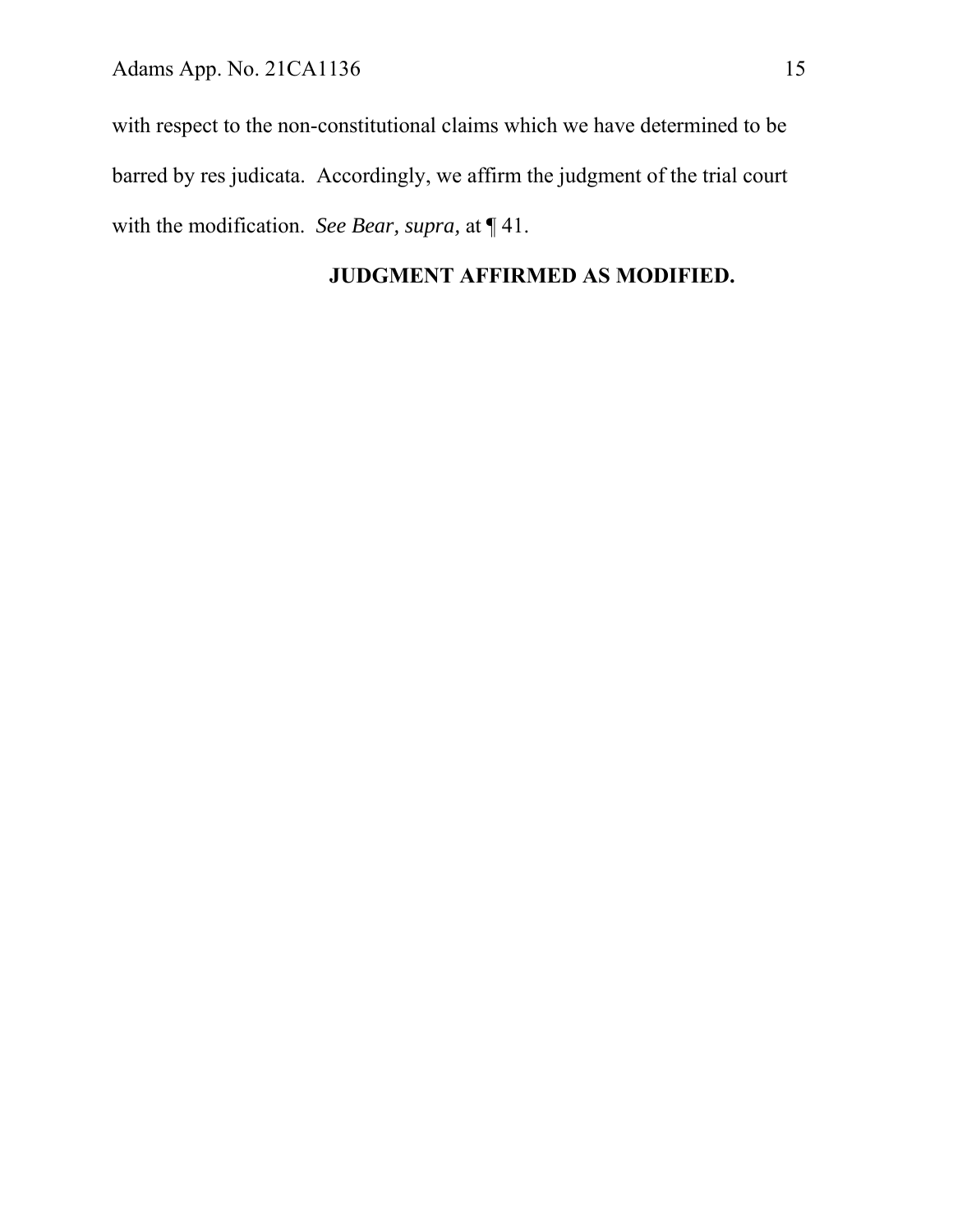with respect to the non-constitutional claims which we have determined to be barred by res judicata. Accordingly, we affirm the judgment of the trial court with the modification. *See Bear, supra,* at ¶ 41.

**JUDGMENT AFFIRMED AS MODIFIED.**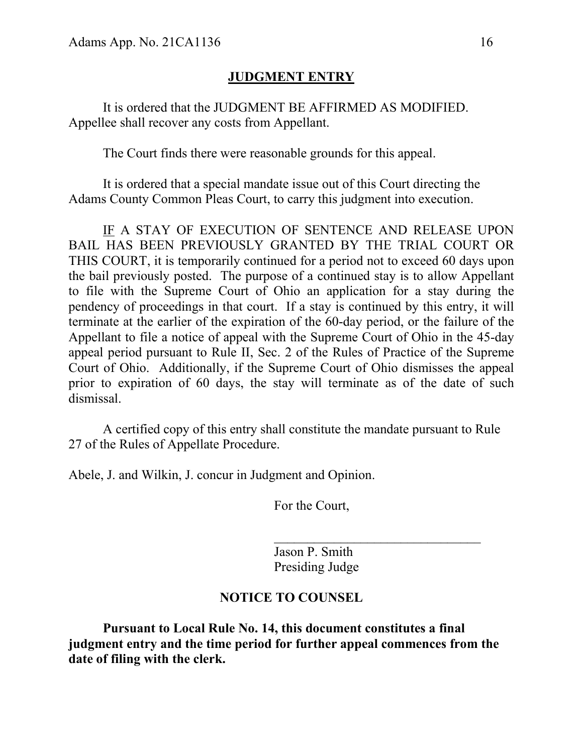## JUDGMENT ENTRY

It is ordered that the JUDGMENT BE AFFIRMED AS MODIFIED. Appellee shall recover any costs from Appellant.

The Court finds there were reasonable grounds for this appeal.

It is ordered that a special mandate issue out of this Court directing the Adams County Common Pleas Court, to carry this judgment into execution.

IF A STAY OF EXECUTION OF SENTENCE AND RELEASE UPON BAIL HAS BEEN PREVIOUSLY GRANTED BY THE TRIAL COURT OR THIS COURT, it is temporarily continued for a period not to exceed 60 days upon the bail previously posted. The purpose of a continued stay is to allow Appellant to file with the Supreme Court of Ohio an application for a stay during the pendency of proceedings in that court. If a stay is continued by this entry, it will terminate at the earlier of the expiration of the 60-day period, or the failure of the Appellant to file a notice of appeal with the Supreme Court of Ohio in the 45-day appeal period pursuant to Rule II, Sec. 2 of the Rules of Practice of the Supreme Court of Ohio. Additionally, if the Supreme Court of Ohio dismisses the appeal prior to expiration of 60 days, the stay will terminate as of the date of such dismissal.

A certified copy of this entry shall constitute the mandate pursuant to Rule 27 of the Rules of Appellate Procedure.

Abele, J. and Wilkin, J. concur in Judgment and Opinion.

For the Court,

\_\_\_\_\_\_\_\_\_\_\_\_\_\_\_\_\_\_\_\_\_\_\_\_\_\_\_\_\_\_\_\_
Jason P. Smith
Presiding Judge

### NOTICE TO COUNSEL

**Pursuant to Local Rule No. 14, this document constitutes a final judgment entry and the time period for further appeal commences from the date of filing with the clerk.**